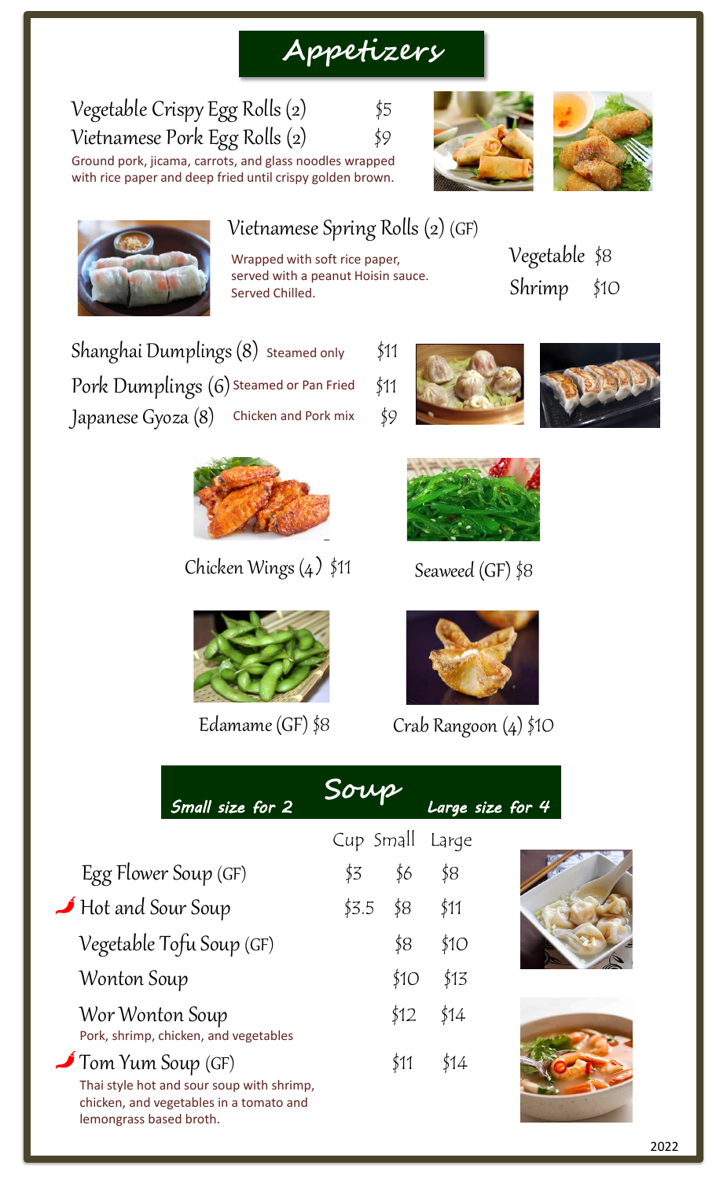# Appetizers

Vegetable Crispy Egg Rolls (2) $5

Vietnamese Pork Egg Rolls (2) $9

Ground pork, jicama, carrots, and glass noodles wrapped with rice paper and deep fried until crispy golden brown.

## Vietnamese Spring Rolls (2) (GF)

Wrapped with soft rice paper, served with a peanut Hoisin sauce. Served Chilled.

- Vegetable $8
- Shrimp $10

Shanghai Dumplings (8) Steamed only $11

Pork Dumplings (6) Steamed or Pan Fried $11

Japanese Gyoza (8) Chicken and Pork mix $9

Chicken Wings (4) $11

Seaweed (GF) $8

Edamame (GF) $8

Crab Rangoon (4) $10

# Soup

*Small size for 2* — *Large size for 4*

| | Cup | Small | Large |
|---|---|---|---|
| Egg Flower Soup (GF) | $3 | $6 | $8 |
| 🌶 Hot and Sour Soup | $3.5 | $8 | $11 |
| Vegetable Tofu Soup (GF) | | $8 | $10 |
| Wonton Soup | | $10 | $13 |
| Wor Wonton Soup<br>Pork, shrimp, chicken, and vegetables | | $12 | $14 |
| 🌶 Tom Yum Soup (GF)<br>Thai style hot and sour soup with shrimp, chicken, and vegetables in a tomato and lemongrass based broth. | | $11 | $14 |

2022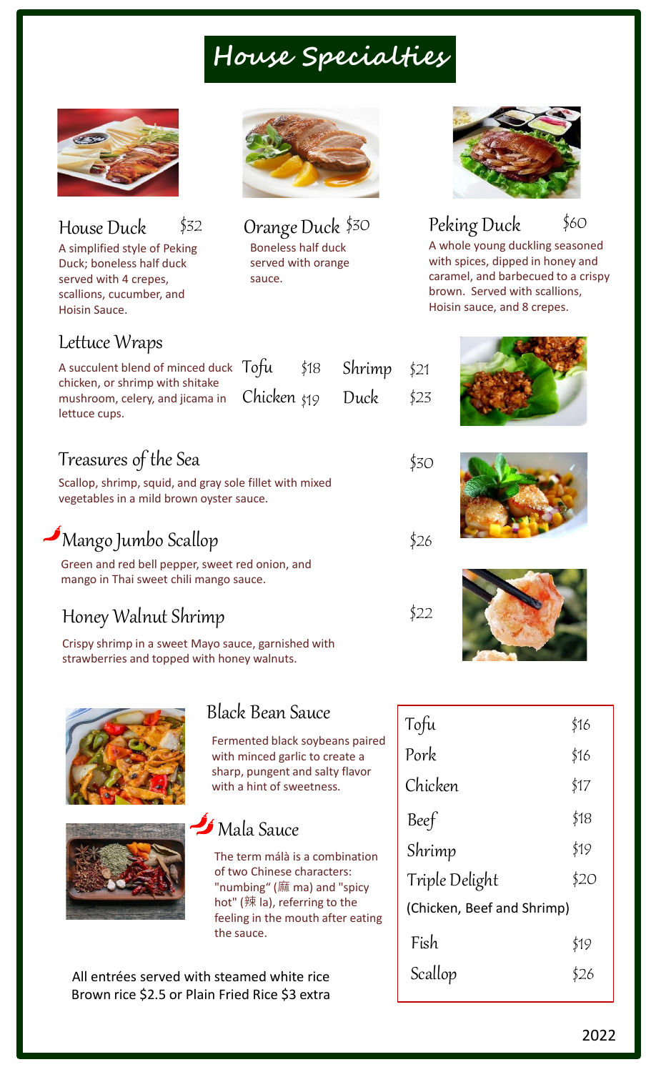# House Specialties

## House Duck $32

A simplified style of Peking Duck; boneless half duck served with 4 crepes, scallions, cucumber, and Hoisin Sauce.

## Orange Duck $30

Boneless half duck served with orange sauce.

## Peking Duck $60

A whole young duckling seasoned with spices, dipped in honey and caramel, and barbecued to a crispy brown. Served with scallions, Hoisin sauce, and 8 crepes.

## Lettuce Wraps

A succulent blend of minced duck chicken, or shrimp with shitake mushroom, celery, and jicama in lettuce cups.

| | | | |
|---|---|---|---|
| Tofu | $18 | Shrimp | $21 |
| Chicken | $19 | Duck | $23 |

## Treasures of the Sea $30

Scallop, shrimp, squid, and gray sole fillet with mixed vegetables in a mild brown oyster sauce.

## Mango Jumbo Scallop $26

Green and red bell pepper, sweet red onion, and mango in Thai sweet chili mango sauce.

## Honey Walnut Shrimp $22

Crispy shrimp in a sweet Mayo sauce, garnished with strawberries and topped with honey walnuts.

## Black Bean Sauce

Fermented black soybeans paired with minced garlic to create a sharp, pungent and salty flavor with a hint of sweetness.

## Mala Sauce

The term málà is a combination of two Chinese characters: "numbing" (麻 ma) and "spicy hot" (辣 la), referring to the feeling in the mouth after eating the sauce.

| | |
|---|---|
| Tofu | $16 |
| Pork | $16 |
| Chicken | $17 |
| Beef | $18 |
| Shrimp | $19 |
| Triple Delight (Chicken, Beef and Shrimp) | $20 |
| Fish | $19 |
| Scallop | $26 |

All entrées served with steamed white rice
Brown rice $2.5 or Plain Fried Rice $3 extra

2022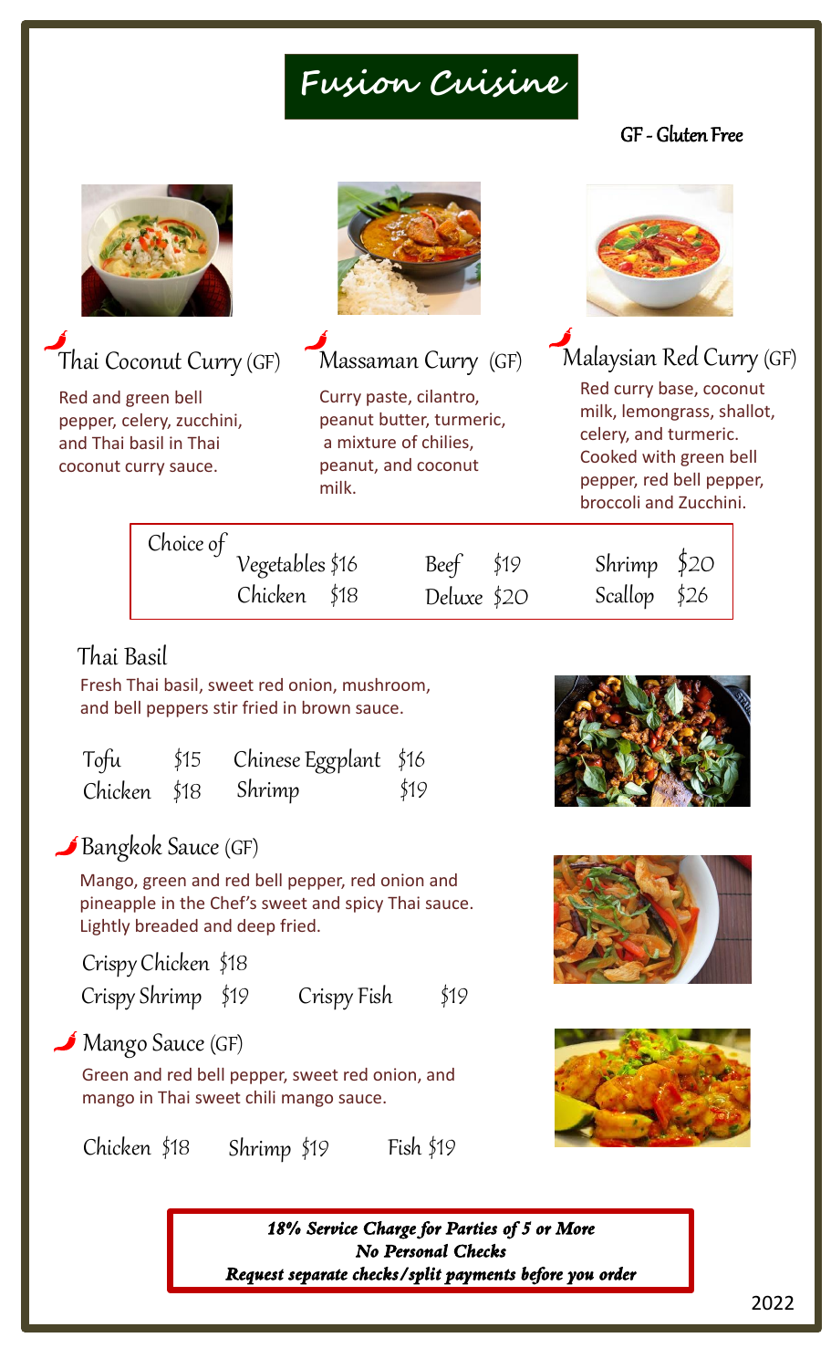# Fusion Cuisine

GF - Gluten Free

### Thai Coconut Curry (GF)

Red and green bell pepper, celery, zucchini, and Thai basil in Thai coconut curry sauce.

### Massaman Curry (GF)

Curry paste, cilantro, peanut butter, turmeric, a mixture of chilies, peanut, and coconut milk.

### Malaysian Red Curry (GF)

Red curry base, coconut milk, lemongrass, shallot, celery, and turmeric. Cooked with green bell pepper, red bell pepper, broccoli and Zucchini.

Choice of

| | | |
|---|---|---|
| Vegetables $16 | Beef $19 | Shrimp $20 |
| Chicken $18 | Deluxe $20 | Scallop $26 |

### Thai Basil

Fresh Thai basil, sweet red onion, mushroom, and bell peppers stir fried in brown sauce.

| | | | |
|---|---|---|---|
| Tofu | $15 | Chinese Eggplant | $16 |
| Chicken | $18 | Shrimp | $19 |

### Bangkok Sauce (GF)

Mango, green and red bell pepper, red onion and pineapple in the Chef's sweet and spicy Thai sauce. Lightly breaded and deep fried.

Crispy Chicken $18

Crispy Shrimp $19 Crispy Fish $19

### Mango Sauce (GF)

Green and red bell pepper, sweet red onion, and mango in Thai sweet chili mango sauce.

Chicken $18 Shrimp $19 Fish $19

***18% Service Charge for Parties of 5 or More***
***No Personal Checks***
***Request separate checks/split payments before you order***

2022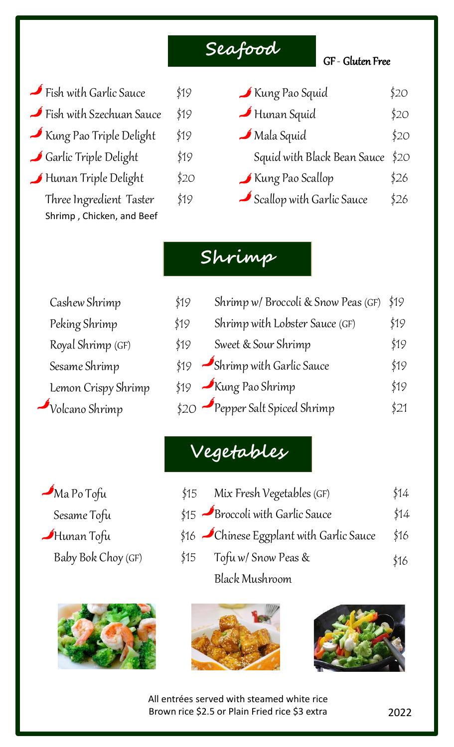## Seafood

GF - Gluten Free

| Item | Price |
| --- | --- |
| 🌶 Fish with Garlic Sauce | $19 |
| 🌶 Fish with Szechuan Sauce | $19 |
| 🌶 Kung Pao Triple Delight | $19 |
| 🌶 Garlic Triple Delight | $19 |
| 🌶 Hunan Triple Delight | $20 |
| Three Ingredient Taster<br>Shrimp , Chicken, and Beef | $19 |
| 🌶 Kung Pao Squid | $20 |
| 🌶 Hunan Squid | $20 |
| 🌶 Mala Squid | $20 |
| Squid with Black Bean Sauce | $20 |
| 🌶 Kung Pao Scallop | $26 |
| 🌶 Scallop with Garlic Sauce | $26 |

## Shrimp

| Item | Price |
| --- | --- |
| Cashew Shrimp | $19 |
| Peking Shrimp | $19 |
| Royal Shrimp (GF) | $19 |
| Sesame Shrimp | $19 |
| Lemon Crispy Shrimp | $19 |
| 🌶 Volcano Shrimp | $20 |
| Shrimp w/ Broccoli & Snow Peas (GF) | $19 |
| Shrimp with Lobster Sauce (GF) | $19 |
| Sweet & Sour Shrimp | $19 |
| 🌶 Shrimp with Garlic Sauce | $19 |
| 🌶 Kung Pao Shrimp | $19 |
| 🌶 Pepper Salt Spiced Shrimp | $21 |

## Vegetables

| Item | Price |
| --- | --- |
| 🌶 Ma Po Tofu | $15 |
| Sesame Tofu | $15 |
| 🌶 Hunan Tofu | $16 |
| Baby Bok Choy (GF) | $15 |
| Mix Fresh Vegetables (GF) | $14 |
| 🌶 Broccoli with Garlic Sauce | $14 |
| 🌶 Chinese Eggplant with Garlic Sauce | $16 |
| Tofu w/ Snow Peas & Black Mushroom | $16 |

All entrées served with steamed white rice
Brown rice $2.5 or Plain Fried rice $3 extra

2022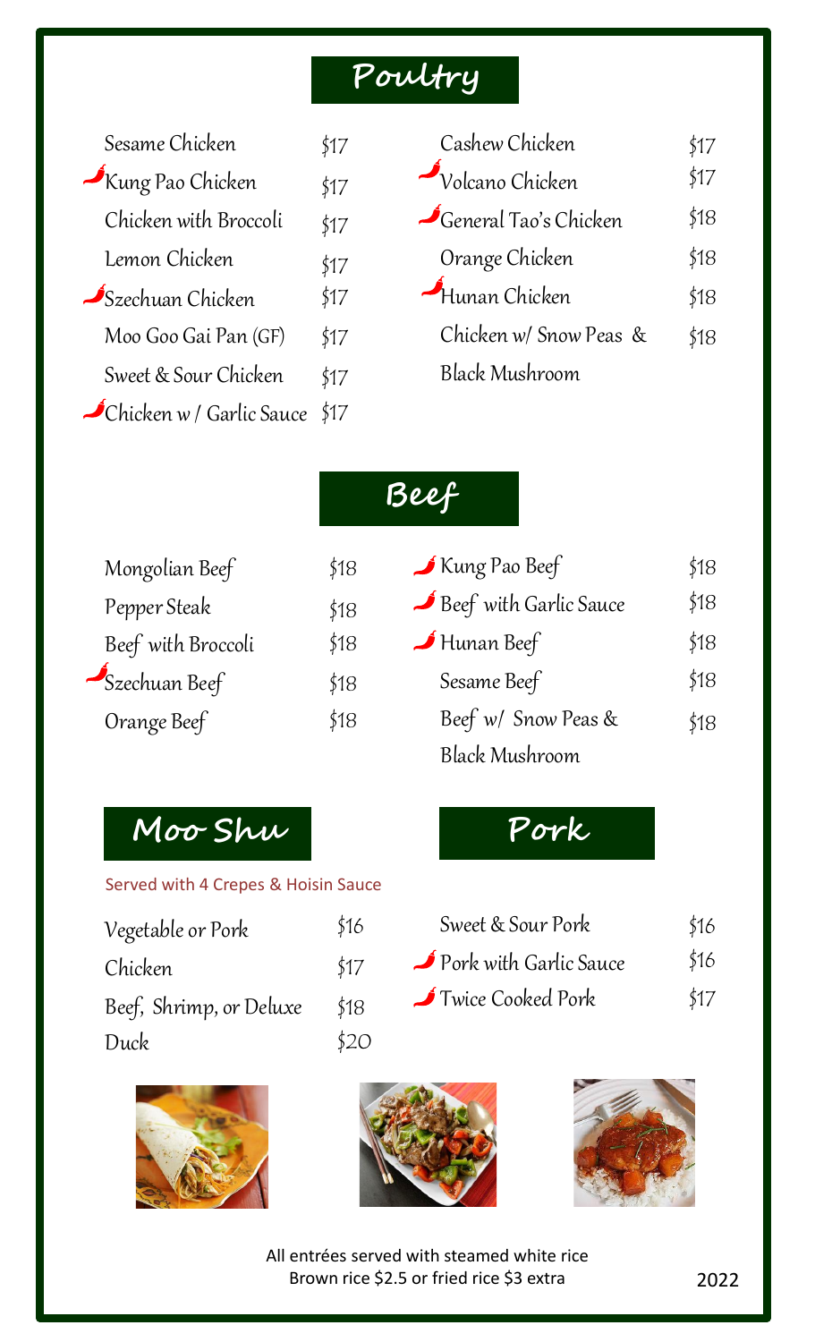## Poultry

| Item | Price |
|---|---|
| Sesame Chicken | $17 |
| 🌶 Kung Pao Chicken | $17 |
| Chicken with Broccoli | $17 |
| Lemon Chicken | $17 |
| 🌶 Szechuan Chicken | $17 |
| Moo Goo Gai Pan (GF) | $17 |
| Sweet & Sour Chicken | $17 |
| 🌶 Chicken w / Garlic Sauce | $17 |
| Cashew Chicken | $17 |
| 🌶 Volcano Chicken | $17 |
| 🌶 General Tao's Chicken | $18 |
| Orange Chicken | $18 |
| 🌶 Hunan Chicken | $18 |
| Chicken w/ Snow Peas & Black Mushroom | $18 |

## Beef

| Item | Price |
|---|---|
| Mongolian Beef | $18 |
| Pepper Steak | $18 |
| Beef with Broccoli | $18 |
| 🌶 Szechuan Beef | $18 |
| Orange Beef | $18 |
| 🌶 Kung Pao Beef | $18 |
| 🌶 Beef with Garlic Sauce | $18 |
| 🌶 Hunan Beef | $18 |
| Sesame Beef | $18 |
| Beef w/ Snow Peas & Black Mushroom | $18 |

## Moo Shu

Served with 4 Crepes & Hoisin Sauce

| Item | Price |
|---|---|
| Vegetable or Pork | $16 |
| Chicken | $17 |
| Beef, Shrimp, or Deluxe | $18 |
| Duck | $20 |

## Pork

| Item | Price |
|---|---|
| Sweet & Sour Pork | $16 |
| 🌶 Pork with Garlic Sauce | $16 |
| 🌶 Twice Cooked Pork | $17 |

All entrées served with steamed white rice
Brown rice $2.5 or fried rice $3 extra

2022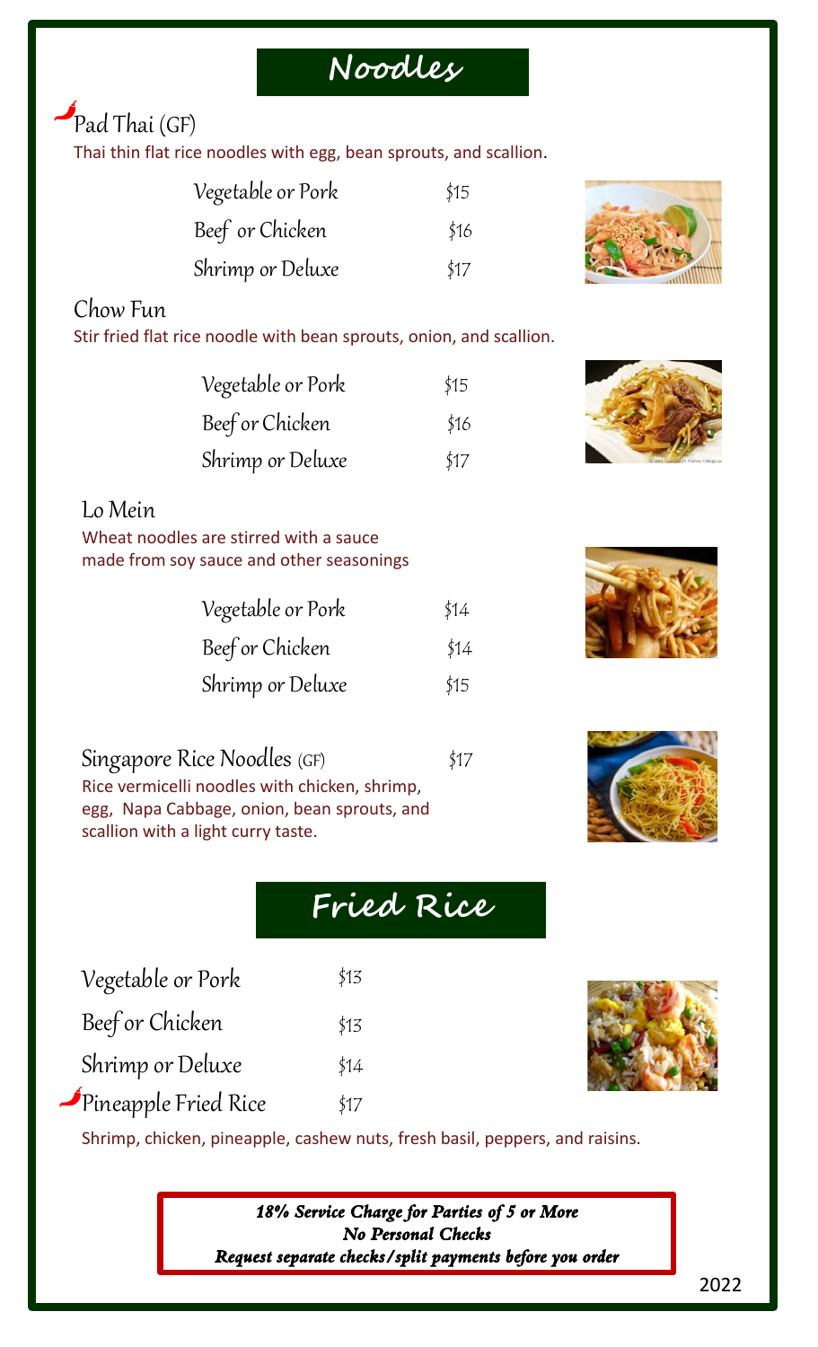# Noodles

## Pad Thai (GF)

Thai thin flat rice noodles with egg, bean sprouts, and scallion.

| | |
|---|---|
| Vegetable or Pork | $15 |
| Beef or Chicken | $16 |
| Shrimp or Deluxe | $17 |

## Chow Fun

Stir fried flat rice noodle with bean sprouts, onion, and scallion.

| | |
|---|---|
| Vegetable or Pork | $15 |
| Beef or Chicken | $16 |
| Shrimp or Deluxe | $17 |

## Lo Mein

Wheat noodles are stirred with a sauce made from soy sauce and other seasonings

| | |
|---|---|
| Vegetable or Pork | $14 |
| Beef or Chicken | $14 |
| Shrimp or Deluxe | $15 |

## Singapore Rice Noodles (GF) $17

Rice vermicelli noodles with chicken, shrimp, egg, Napa Cabbage, onion, bean sprouts, and scallion with a light curry taste.

# Fried Rice

| | |
|---|---|
| Vegetable or Pork | $13 |
| Beef or Chicken | $13 |
| Shrimp or Deluxe | $14 |
| Pineapple Fried Rice | $17 |

Shrimp, chicken, pineapple, cashew nuts, fresh basil, peppers, and raisins.

***18% Service Charge for Parties of 5 or More***
***No Personal Checks***
***Request separate checks/split payments before you order***

2022